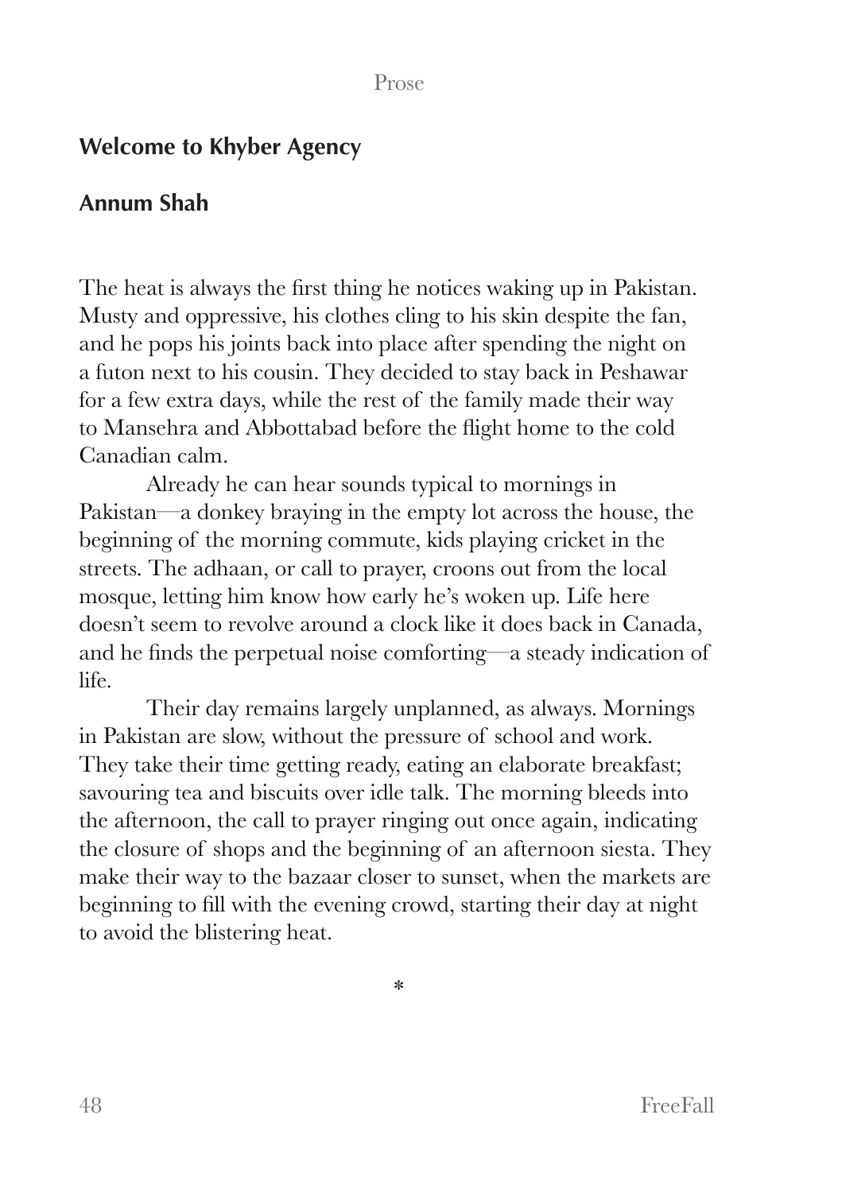# Welcome to Khyber Agency

## Annum Shah

The heat is always the first thing he notices waking up in Pakistan. Musty and oppressive, his clothes cling to his skin despite the fan, and he pops his joints back into place after spending the night on a futon next to his cousin. They decided to stay back in Peshawar for a few extra days, while the rest of the family made their way to Mansehra and Abbottabad before the flight home to the cold Canadian calm.

Already he can hear sounds typical to mornings in Pakistan—a donkey braying in the empty lot across the house, the beginning of the morning commute, kids playing cricket in the streets. The adhaan, or call to prayer, croons out from the local mosque, letting him know how early he's woken up. Life here doesn't seem to revolve around a clock like it does back in Canada, and he finds the perpetual noise comforting—a steady indication of life.

Their day remains largely unplanned, as always. Mornings in Pakistan are slow, without the pressure of school and work. They take their time getting ready, eating an elaborate breakfast; savouring tea and biscuits over idle talk. The morning bleeds into the afternoon, the call to prayer ringing out once again, indicating the closure of shops and the beginning of an afternoon siesta. They make their way to the bazaar closer to sunset, when the markets are beginning to fill with the evening crowd, starting their day at night to avoid the blistering heat.

*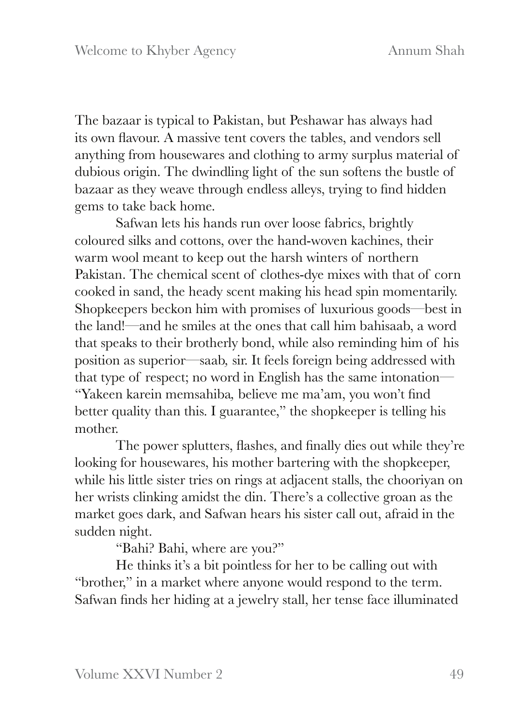The bazaar is typical to Pakistan, but Peshawar has always had its own flavour. A massive tent covers the tables, and vendors sell anything from housewares and clothing to army surplus material of dubious origin. The dwindling light of the sun softens the bustle of bazaar as they weave through endless alleys, trying to find hidden gems to take back home.

Safwan lets his hands run over loose fabrics, brightly coloured silks and cottons, over the hand-woven kachines, their warm wool meant to keep out the harsh winters of northern Pakistan. The chemical scent of clothes-dye mixes with that of corn cooked in sand, the heady scent making his head spin momentarily. Shopkeepers beckon him with promises of luxurious goods—best in the land!—and he smiles at the ones that call him bahisaab, a word that speaks to their brotherly bond, while also reminding him of his position as superior—saab, sir. It feels foreign being addressed with that type of respect; no word in English has the same intonation— "Yakeen karein memsahiba, believe me ma'am, you won't find better quality than this. I guarantee," the shopkeeper is telling his mother.

The power splutters, flashes, and finally dies out while they're looking for housewares, his mother bartering with the shopkeeper, while his little sister tries on rings at adjacent stalls, the chooriyan on her wrists clinking amidst the din. There's a collective groan as the market goes dark, and Safwan hears his sister call out, afraid in the sudden night.

"Bahi? Bahi, where are you?"

He thinks it's a bit pointless for her to be calling out with "brother," in a market where anyone would respond to the term. Safwan finds her hiding at a jewelry stall, her tense face illuminated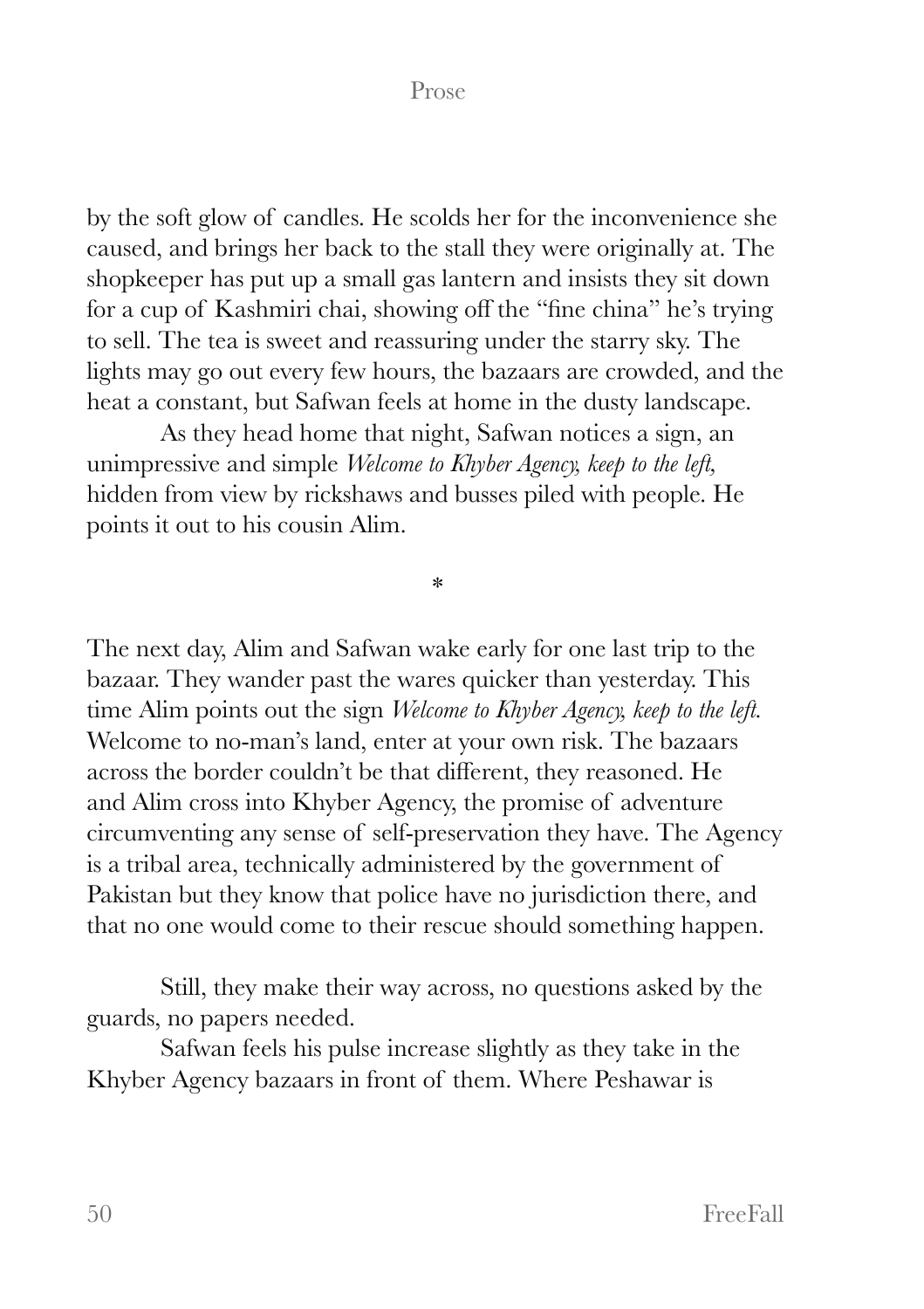by the soft glow of candles. He scolds her for the inconvenience she caused, and brings her back to the stall they were originally at. The shopkeeper has put up a small gas lantern and insists they sit down for a cup of Kashmiri chai, showing off the "fine china" he's trying to sell. The tea is sweet and reassuring under the starry sky. The lights may go out every few hours, the bazaars are crowded, and the heat a constant, but Safwan feels at home in the dusty landscape.

As they head home that night, Safwan notices a sign, an unimpressive and simple *Welcome to Khyber Agency, keep to the left,* hidden from view by rickshaws and busses piled with people. He points it out to his cousin Alim.

*

The next day, Alim and Safwan wake early for one last trip to the bazaar. They wander past the wares quicker than yesterday. This time Alim points out the sign *Welcome to Khyber Agency, keep to the left.* Welcome to no-man's land, enter at your own risk. The bazaars across the border couldn't be that different, they reasoned. He and Alim cross into Khyber Agency, the promise of adventure circumventing any sense of self-preservation they have. The Agency is a tribal area, technically administered by the government of Pakistan but they know that police have no jurisdiction there, and that no one would come to their rescue should something happen.

Still, they make their way across, no questions asked by the guards, no papers needed.

Safwan feels his pulse increase slightly as they take in the Khyber Agency bazaars in front of them. Where Peshawar is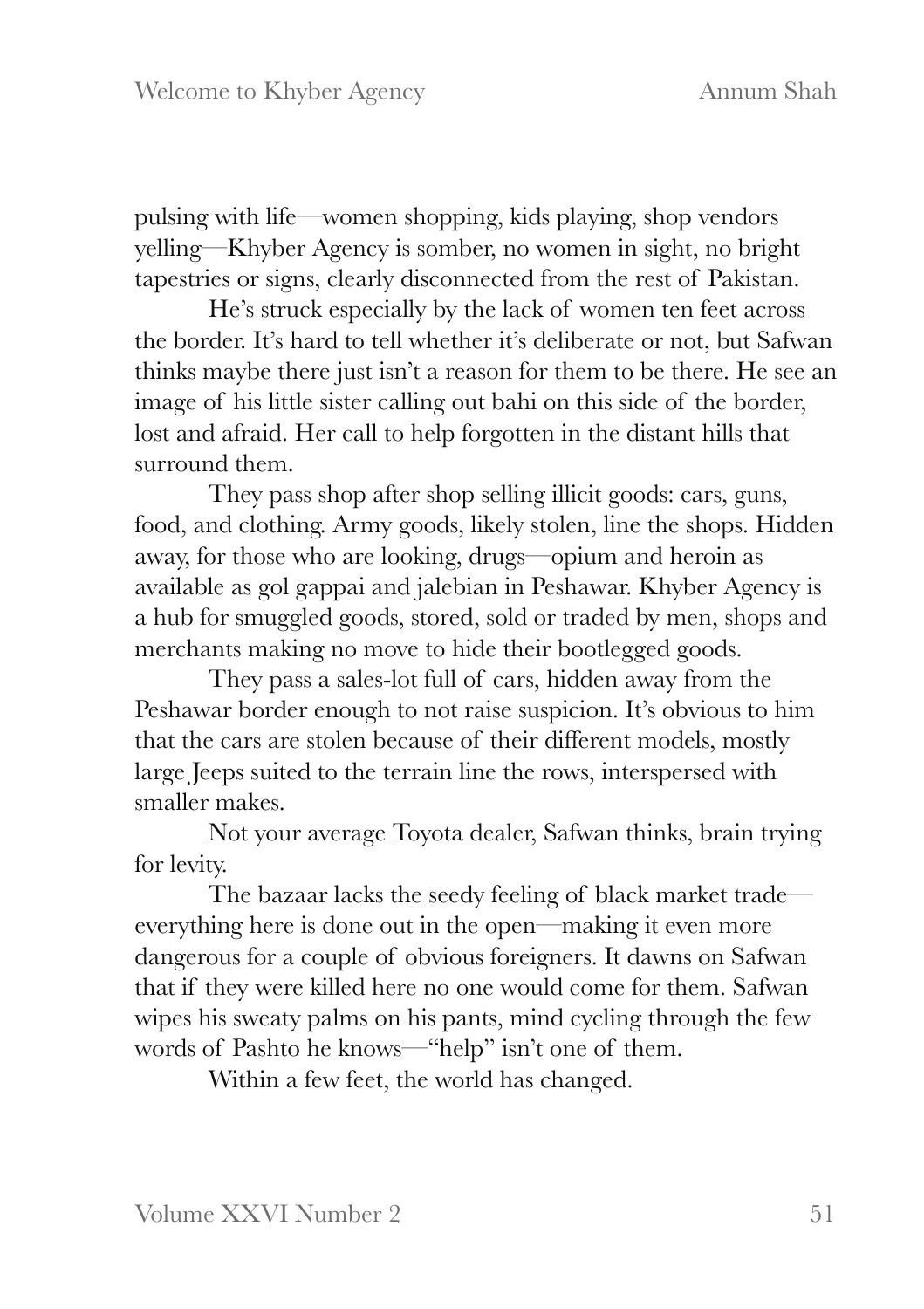pulsing with life—women shopping, kids playing, shop vendors yelling—Khyber Agency is somber, no women in sight, no bright tapestries or signs, clearly disconnected from the rest of Pakistan.

He's struck especially by the lack of women ten feet across the border. It's hard to tell whether it's deliberate or not, but Safwan thinks maybe there just isn't a reason for them to be there. He see an image of his little sister calling out bahi on this side of the border, lost and afraid. Her call to help forgotten in the distant hills that surround them.

They pass shop after shop selling illicit goods: cars, guns, food, and clothing. Army goods, likely stolen, line the shops. Hidden away, for those who are looking, drugs—opium and heroin as available as gol gappai and jalebian in Peshawar. Khyber Agency is a hub for smuggled goods, stored, sold or traded by men, shops and merchants making no move to hide their bootlegged goods.

They pass a sales-lot full of cars, hidden away from the Peshawar border enough to not raise suspicion. It's obvious to him that the cars are stolen because of their different models, mostly large Jeeps suited to the terrain line the rows, interspersed with smaller makes.

Not your average Toyota dealer, Safwan thinks, brain trying for levity.

The bazaar lacks the seedy feeling of black market trade—everything here is done out in the open—making it even more dangerous for a couple of obvious foreigners. It dawns on Safwan that if they were killed here no one would come for them. Safwan wipes his sweaty palms on his pants, mind cycling through the few words of Pashto he knows—"help" isn't one of them.

Within a few feet, the world has changed.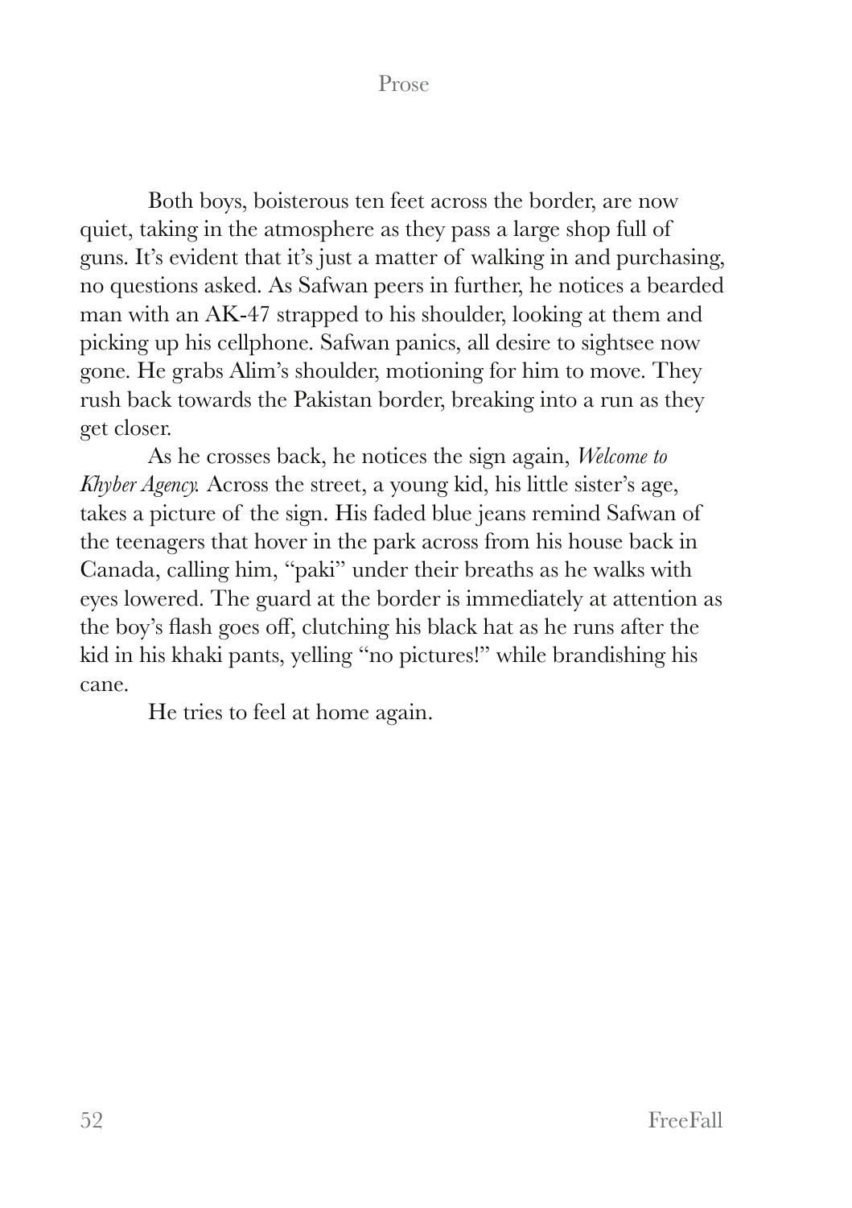Both boys, boisterous ten feet across the border, are now quiet, taking in the atmosphere as they pass a large shop full of guns. It's evident that it's just a matter of walking in and purchasing, no questions asked. As Safwan peers in further, he notices a bearded man with an AK-47 strapped to his shoulder, looking at them and picking up his cellphone. Safwan panics, all desire to sightsee now gone. He grabs Alim's shoulder, motioning for him to move. They rush back towards the Pakistan border, breaking into a run as they get closer.

As he crosses back, he notices the sign again, *Welcome to Khyber Agency.* Across the street, a young kid, his little sister's age, takes a picture of the sign. His faded blue jeans remind Safwan of the teenagers that hover in the park across from his house back in Canada, calling him, "paki" under their breaths as he walks with eyes lowered. The guard at the border is immediately at attention as the boy's flash goes off, clutching his black hat as he runs after the kid in his khaki pants, yelling "no pictures!" while brandishing his cane.

He tries to feel at home again.